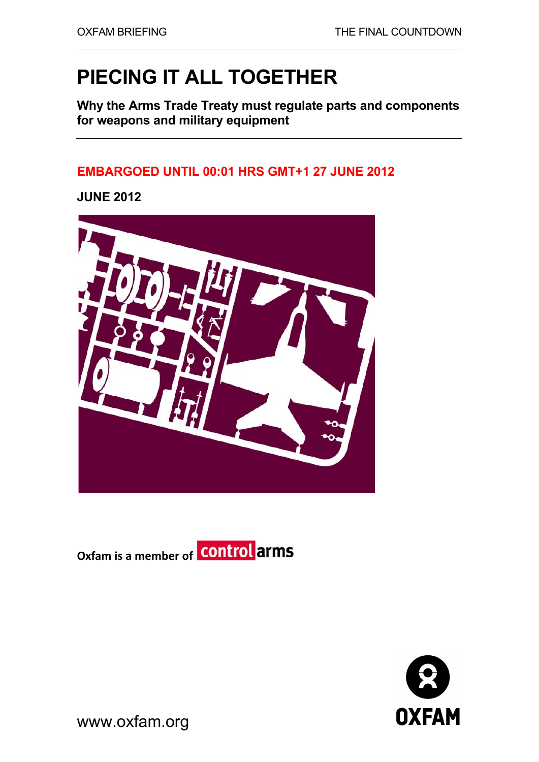OXFAM BRIEFING THE FINAL COUNTDOWN

# PIECING IT ALL TOGETHER

**Why the Arms Trade Treaty must regulate parts and components for weapons and military equipment**

**EMBARGOED UNTIL 00:01 HRS GMT+1 27 JUNE 2012**

**JUNE 2012**

**Oxfam is a member of control arms**

www.oxfam.org

OXFAM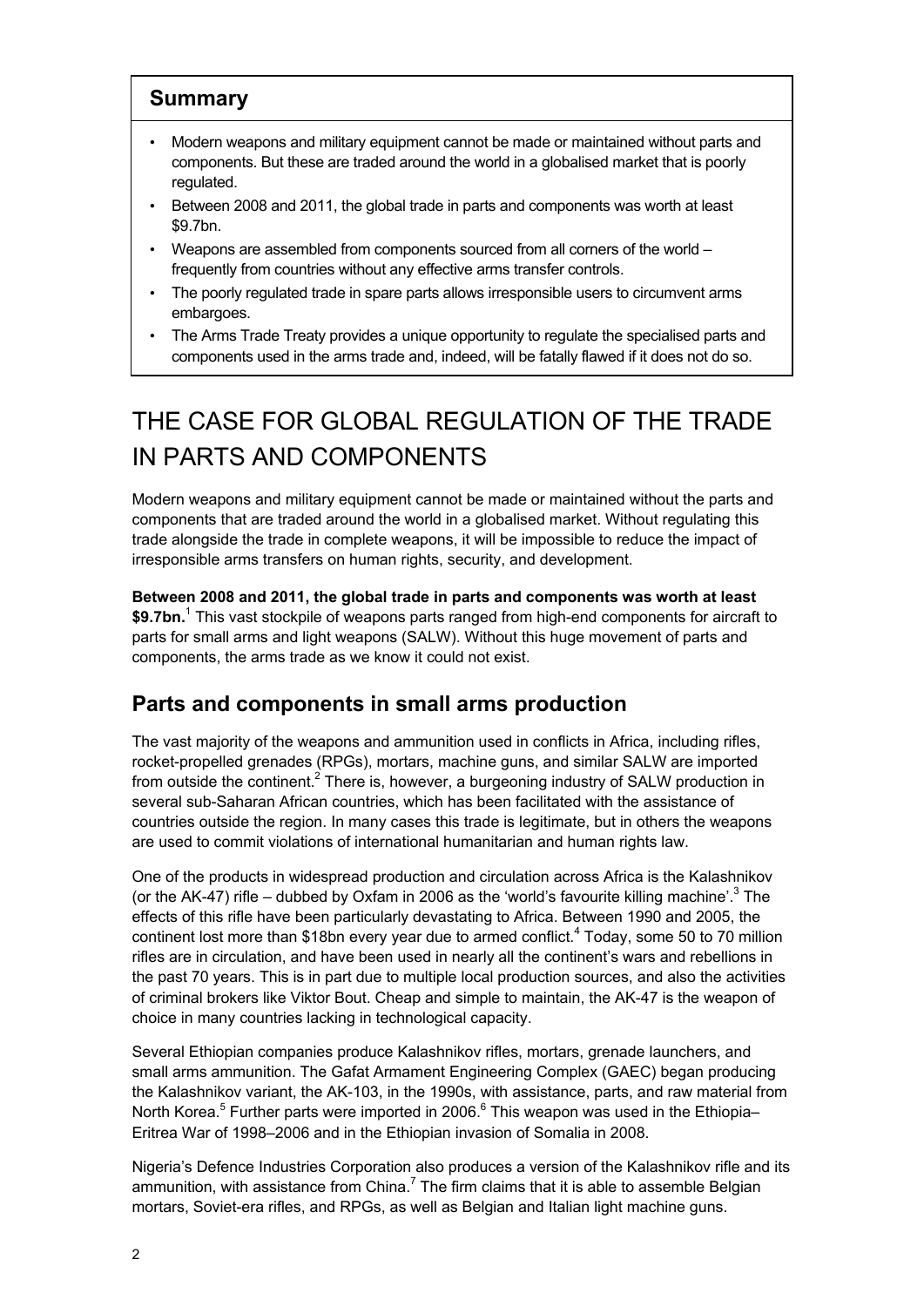## Summary

- Modern weapons and military equipment cannot be made or maintained without parts and components. But these are traded around the world in a globalised market that is poorly regulated.
- Between 2008 and 2011, the global trade in parts and components was worth at least \$9.7bn.
- Weapons are assembled from components sourced from all corners of the world – frequently from countries without any effective arms transfer controls.
- The poorly regulated trade in spare parts allows irresponsible users to circumvent arms embargoes.
- The Arms Trade Treaty provides a unique opportunity to regulate the specialised parts and components used in the arms trade and, indeed, will be fatally flawed if it does not do so.

# THE CASE FOR GLOBAL REGULATION OF THE TRADE IN PARTS AND COMPONENTS

Modern weapons and military equipment cannot be made or maintained without the parts and components that are traded around the world in a globalised market. Without regulating this trade alongside the trade in complete weapons, it will be impossible to reduce the impact of irresponsible arms transfers on human rights, security, and development.

**Between 2008 and 2011, the global trade in parts and components was worth at least \$9.7bn.**[1] This vast stockpile of weapons parts ranged from high-end components for aircraft to parts for small arms and light weapons (SALW). Without this huge movement of parts and components, the arms trade as we know it could not exist.

## Parts and components in small arms production

The vast majority of the weapons and ammunition used in conflicts in Africa, including rifles, rocket-propelled grenades (RPGs), mortars, machine guns, and similar SALW are imported from outside the continent.[2] There is, however, a burgeoning industry of SALW production in several sub-Saharan African countries, which has been facilitated with the assistance of countries outside the region. In many cases this trade is legitimate, but in others the weapons are used to commit violations of international humanitarian and human rights law.

One of the products in widespread production and circulation across Africa is the Kalashnikov (or the AK-47) rifle – dubbed by Oxfam in 2006 as the 'world's favourite killing machine'.[3] The effects of this rifle have been particularly devastating to Africa. Between 1990 and 2005, the continent lost more than \$18bn every year due to armed conflict.[4] Today, some 50 to 70 million rifles are in circulation, and have been used in nearly all the continent's wars and rebellions in the past 70 years. This is in part due to multiple local production sources, and also the activities of criminal brokers like Viktor Bout. Cheap and simple to maintain, the AK-47 is the weapon of choice in many countries lacking in technological capacity.

Several Ethiopian companies produce Kalashnikov rifles, mortars, grenade launchers, and small arms ammunition. The Gafat Armament Engineering Complex (GAEC) began producing the Kalashnikov variant, the AK-103, in the 1990s, with assistance, parts, and raw material from North Korea.[5] Further parts were imported in 2006.[6] This weapon was used in the Ethiopia–Eritrea War of 1998–2006 and in the Ethiopian invasion of Somalia in 2008.

Nigeria's Defence Industries Corporation also produces a version of the Kalashnikov rifle and its ammunition, with assistance from China.[7] The firm claims that it is able to assemble Belgian mortars, Soviet-era rifles, and RPGs, as well as Belgian and Italian light machine guns.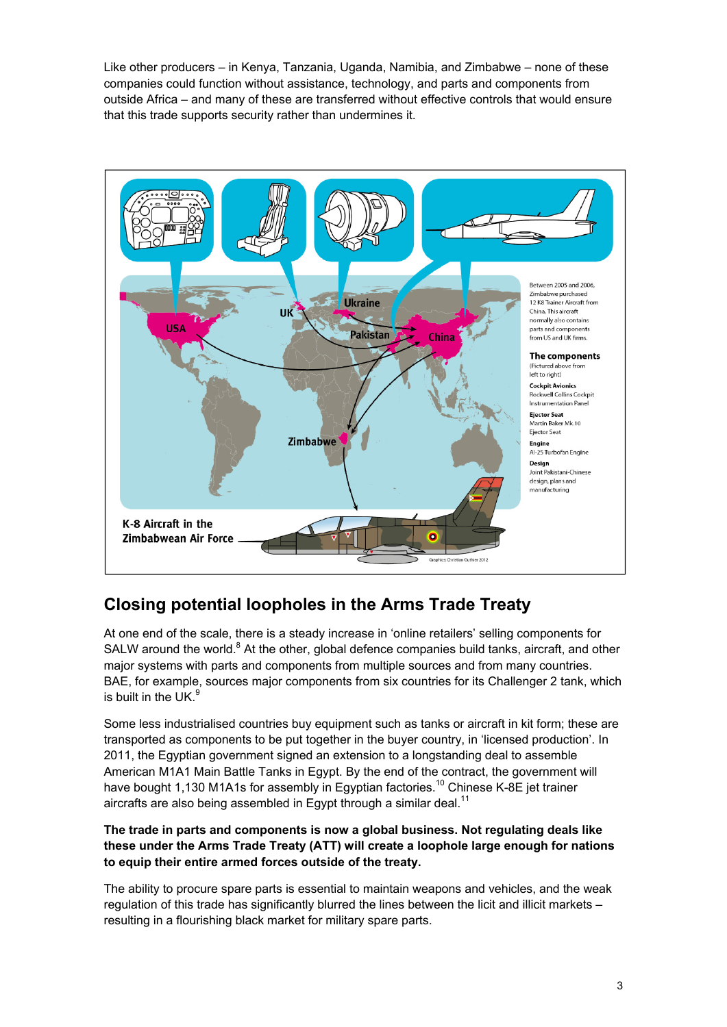Like other producers – in Kenya, Tanzania, Uganda, Namibia, and Zimbabwe – none of these companies could function without assistance, technology, and parts and components from outside Africa – and many of these are transferred without effective controls that would ensure that this trade supports security rather than undermines it.

Between 2005 and 2006, Zimbabwe purchased 12 K8 Trainer Aircraft from China. This aircraft normally also contains parts and components from US and UK firms.

**The components**
(Pictured above from left to right)

**Cockpit Avionics**
Rockwell Collins Cockpit Instrumentation Panel

**Ejector Seat**
Martin Baker Mk.10 Ejector Seat

**Engine**
AI-25 Turbofan Engine

**Design**
Joint Pakistani-Chinese design, plans and manufacturing

**K-8 Aircraft in the Zimbabwean Air Force**

Graphics: Christian Guthier 2012

## Closing potential loopholes in the Arms Trade Treaty

At one end of the scale, there is a steady increase in 'online retailers' selling components for SALW around the world.[8] At the other, global defence companies build tanks, aircraft, and other major systems with parts and components from multiple sources and from many countries. BAE, for example, sources major components from six countries for its Challenger 2 tank, which is built in the UK.[9]

Some less industrialised countries buy equipment such as tanks or aircraft in kit form; these are transported as components to be put together in the buyer country, in 'licensed production'. In 2011, the Egyptian government signed an extension to a longstanding deal to assemble American M1A1 Main Battle Tanks in Egypt. By the end of the contract, the government will have bought 1,130 M1A1s for assembly in Egyptian factories.[10] Chinese K-8E jet trainer aircrafts are also being assembled in Egypt through a similar deal.[11]

**The trade in parts and components is now a global business. Not regulating deals like these under the Arms Trade Treaty (ATT) will create a loophole large enough for nations to equip their entire armed forces outside of the treaty.**

The ability to procure spare parts is essential to maintain weapons and vehicles, and the weak regulation of this trade has significantly blurred the lines between the licit and illicit markets – resulting in a flourishing black market for military spare parts.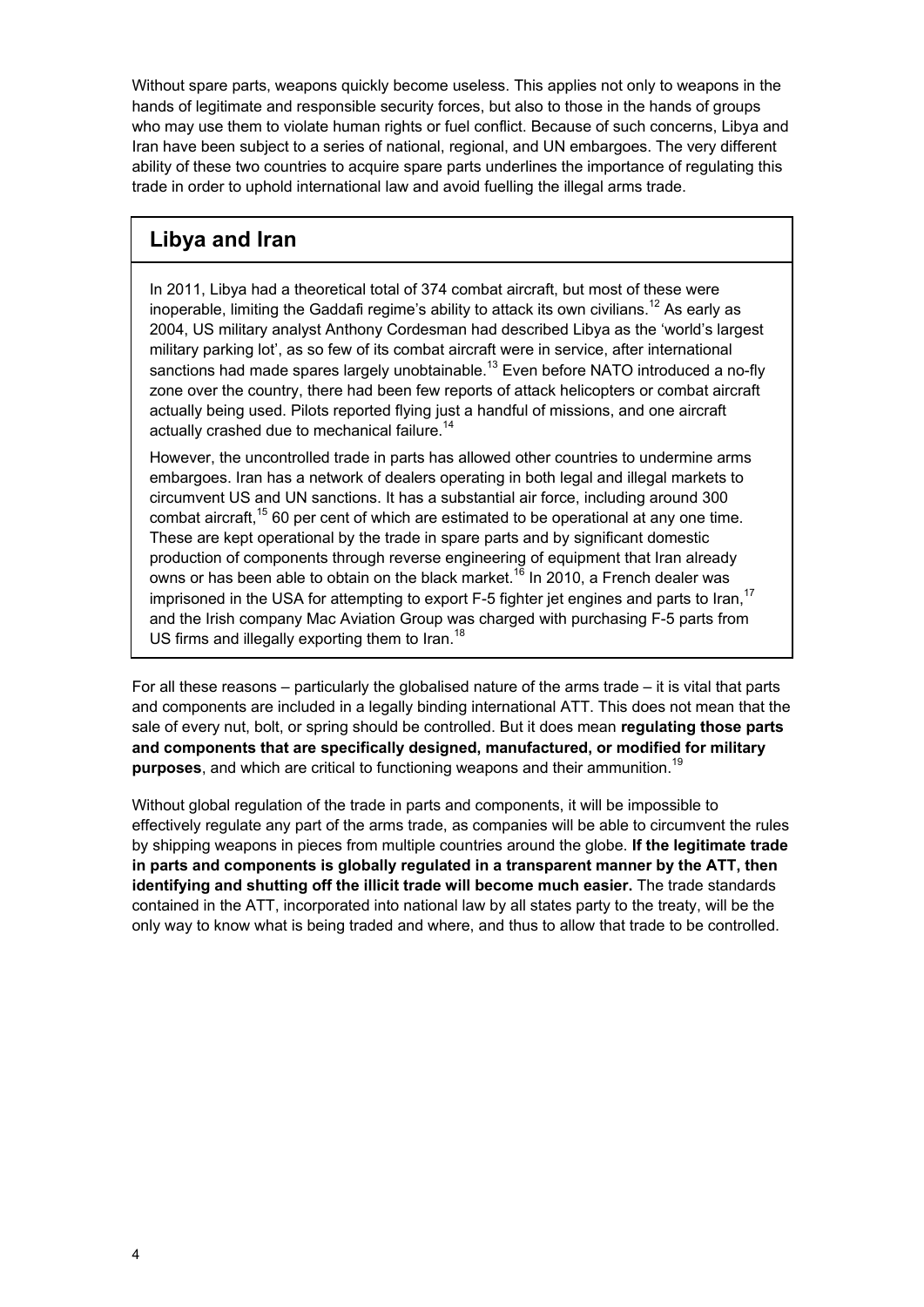Without spare parts, weapons quickly become useless. This applies not only to weapons in the hands of legitimate and responsible security forces, but also to those in the hands of groups who may use them to violate human rights or fuel conflict. Because of such concerns, Libya and Iran have been subject to a series of national, regional, and UN embargoes. The very different ability of these two countries to acquire spare parts underlines the importance of regulating this trade in order to uphold international law and avoid fuelling the illegal arms trade.

## Libya and Iran

In 2011, Libya had a theoretical total of 374 combat aircraft, but most of these were inoperable, limiting the Gaddafi regime's ability to attack its own civilians.[12] As early as 2004, US military analyst Anthony Cordesman had described Libya as the 'world's largest military parking lot', as so few of its combat aircraft were in service, after international sanctions had made spares largely unobtainable.[13] Even before NATO introduced a no-fly zone over the country, there had been few reports of attack helicopters or combat aircraft actually being used. Pilots reported flying just a handful of missions, and one aircraft actually crashed due to mechanical failure.[14]

However, the uncontrolled trade in parts has allowed other countries to undermine arms embargoes. Iran has a network of dealers operating in both legal and illegal markets to circumvent US and UN sanctions. It has a substantial air force, including around 300 combat aircraft,[15] 60 per cent of which are estimated to be operational at any one time. These are kept operational by the trade in spare parts and by significant domestic production of components through reverse engineering of equipment that Iran already owns or has been able to obtain on the black market.[16] In 2010, a French dealer was imprisoned in the USA for attempting to export F-5 fighter jet engines and parts to Iran,[17] and the Irish company Mac Aviation Group was charged with purchasing F-5 parts from US firms and illegally exporting them to Iran.[18]

For all these reasons – particularly the globalised nature of the arms trade – it is vital that parts and components are included in a legally binding international ATT. This does not mean that the sale of every nut, bolt, or spring should be controlled. But it does mean **regulating those parts and components that are specifically designed, manufactured, or modified for military purposes**, and which are critical to functioning weapons and their ammunition.[19]

Without global regulation of the trade in parts and components, it will be impossible to effectively regulate any part of the arms trade, as companies will be able to circumvent the rules by shipping weapons in pieces from multiple countries around the globe. **If the legitimate trade in parts and components is globally regulated in a transparent manner by the ATT, then identifying and shutting off the illicit trade will become much easier.** The trade standards contained in the ATT, incorporated into national law by all states party to the treaty, will be the only way to know what is being traded and where, and thus to allow that trade to be controlled.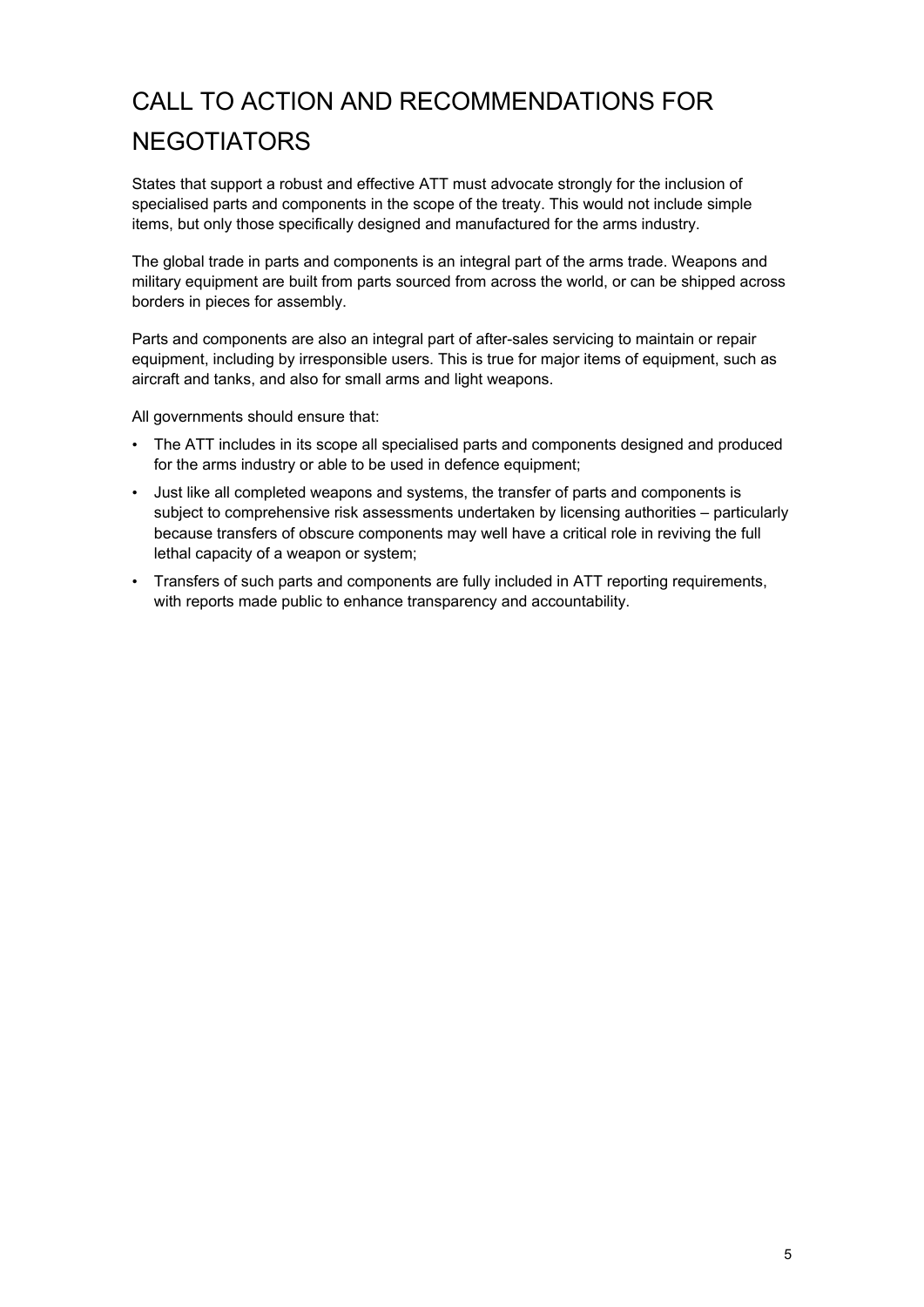# CALL TO ACTION AND RECOMMENDATIONS FOR NEGOTIATORS

States that support a robust and effective ATT must advocate strongly for the inclusion of specialised parts and components in the scope of the treaty. This would not include simple items, but only those specifically designed and manufactured for the arms industry.

The global trade in parts and components is an integral part of the arms trade. Weapons and military equipment are built from parts sourced from across the world, or can be shipped across borders in pieces for assembly.

Parts and components are also an integral part of after-sales servicing to maintain or repair equipment, including by irresponsible users. This is true for major items of equipment, such as aircraft and tanks, and also for small arms and light weapons.

All governments should ensure that:

- The ATT includes in its scope all specialised parts and components designed and produced for the arms industry or able to be used in defence equipment;
- Just like all completed weapons and systems, the transfer of parts and components is subject to comprehensive risk assessments undertaken by licensing authorities – particularly because transfers of obscure components may well have a critical role in reviving the full lethal capacity of a weapon or system;
- Transfers of such parts and components are fully included in ATT reporting requirements, with reports made public to enhance transparency and accountability.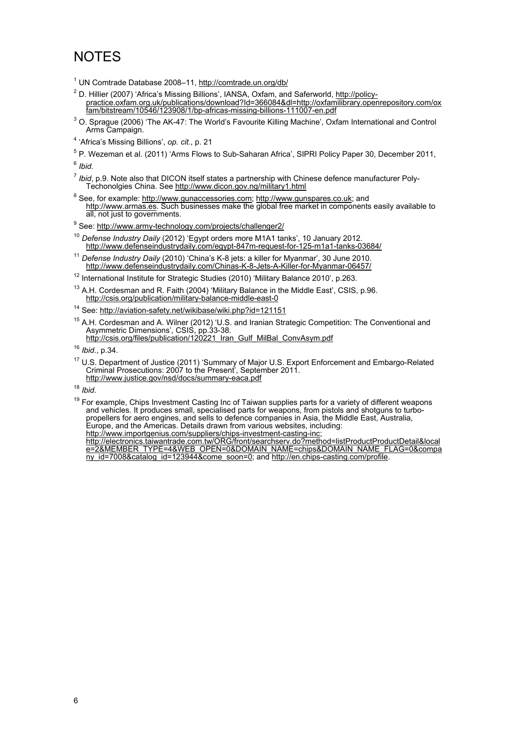# NOTES

[1] UN Comtrade Database 2008–11, http://comtrade.un.org/db/

[2] D. Hillier (2007) 'Africa's Missing Billions', IANSA, Oxfam, and Saferworld, http://policy-practice.oxfam.org.uk/publications/download?Id=366084&dl=http://oxfamilibrary.openrepository.com/oxfam/bitstream/10546/123908/1/bp-africas-missing-billions-111007-en.pdf

[3] O. Sprague (2006) 'The AK-47: The World's Favourite Killing Machine', Oxfam International and Control Arms Campaign.

[4] 'Africa's Missing Billions', *op. cit.*, p. 21

[5] P. Wezeman et al. (2011) 'Arms Flows to Sub-Saharan Africa', SIPRI Policy Paper 30, December 2011,

[6] *Ibid.*

[7] *Ibid*, p.9. Note also that DICON itself states a partnership with Chinese defence manufacturer Poly-Techonolgies China. See http://www.dicon.gov.ng/military1.html

[8] See, for example: http://www.gunaccessories.com; http://www.gunspares.co.uk; and http://www.armas.es. Such businesses make the global free market in components easily available to all, not just to governments.

[9] See: http://www.army-technology.com/projects/challenger2/

[10] *Defense Industry Daily* (2012) 'Egypt orders more M1A1 tanks', 10 January 2012. http://www.defenseindustrydaily.com/egypt-847m-request-for-125-m1a1-tanks-03684/

[11] *Defense Industry Daily* (2010) 'China's K-8 jets: a killer for Myanmar', 30 June 2010. http://www.defenseindustrydaily.com/Chinas-K-8-Jets-A-Killer-for-Myanmar-06457/

[12] International Institute for Strategic Studies (2010) 'Military Balance 2010', p.263.

[13] A.H. Cordesman and R. Faith (2004) 'Military Balance in the Middle East', CSIS, p.96. http://csis.org/publication/military-balance-middle-east-0

[14] See: http://aviation-safety.net/wikibase/wiki.php?id=121151

[15] A.H. Cordesman and A. Wilner (2012) 'U.S. and Iranian Strategic Competition: The Conventional and Asymmetric Dimensions', CSIS, pp.33-38. http://csis.org/files/publication/120221_Iran_Gulf_MilBal_ConvAsym.pdf

[16] *Ibid*., p.34.

[17] U.S. Department of Justice (2011) 'Summary of Major U.S. Export Enforcement and Embargo-Related Criminal Prosecutions: 2007 to the Present', September 2011. http://www.justice.gov/nsd/docs/summary-eaca.pdf

[18] *Ibid*.

[19] For example, Chips Investment Casting Inc of Taiwan supplies parts for a variety of different weapons and vehicles. It produces small, specialised parts for weapons, from pistols and shotguns to turbo-propellers for aero engines, and sells to defence companies in Asia, the Middle East, Australia, Europe, and the Americas. Details drawn from various websites, including: http://www.importgenius.com/suppliers/chips-investment-casting-inc; http://electronics.taiwantrade.com.tw/ORG/front/searchserv.do?method=listProductProductDetail&locale=2&MEMBER_TYPE=4&WEB_OPEN=0&DOMAIN_NAME=chips&DOMAIN_NAME_FLAG=0&company_id=7008&catalog_id=123944&come_soon=0; and http://en.chips-casting.com/profile.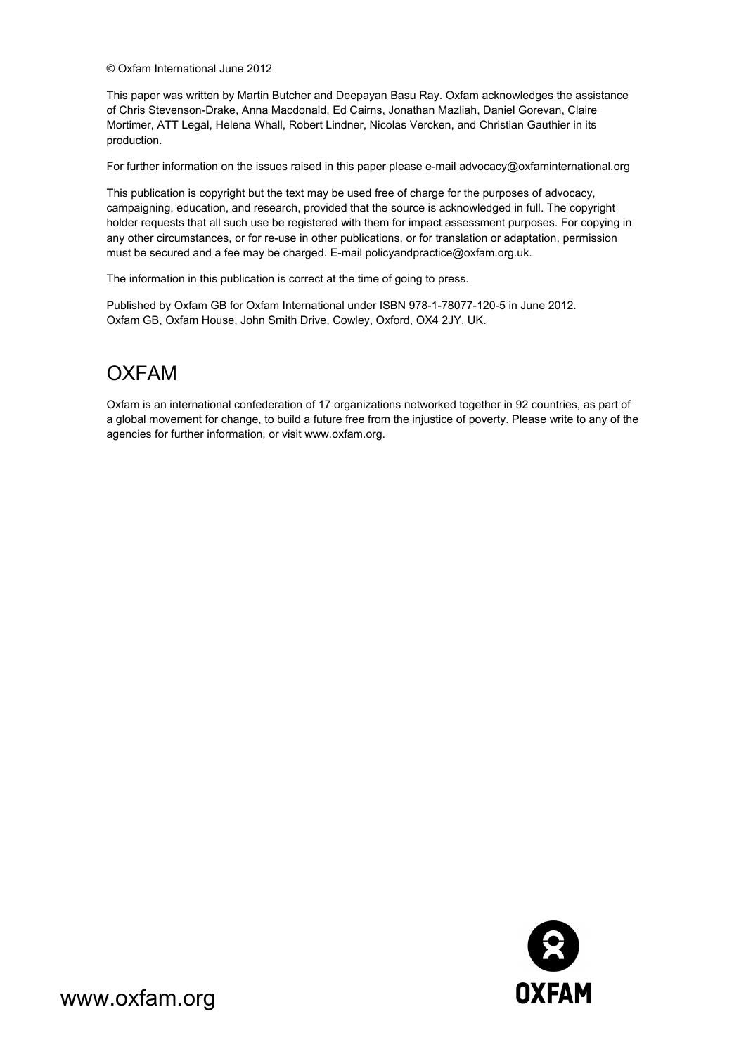© Oxfam International June 2012

This paper was written by Martin Butcher and Deepayan Basu Ray. Oxfam acknowledges the assistance of Chris Stevenson-Drake, Anna Macdonald, Ed Cairns, Jonathan Mazliah, Daniel Gorevan, Claire Mortimer, ATT Legal, Helena Whall, Robert Lindner, Nicolas Vercken, and Christian Gauthier in its production.

For further information on the issues raised in this paper please e-mail advocacy@oxfaminternational.org

This publication is copyright but the text may be used free of charge for the purposes of advocacy, campaigning, education, and research, provided that the source is acknowledged in full. The copyright holder requests that all such use be registered with them for impact assessment purposes. For copying in any other circumstances, or for re-use in other publications, or for translation or adaptation, permission must be secured and a fee may be charged. E-mail policyandpractice@oxfam.org.uk.

The information in this publication is correct at the time of going to press.

Published by Oxfam GB for Oxfam International under ISBN 978-1-78077-120-5 in June 2012. Oxfam GB, Oxfam House, John Smith Drive, Cowley, Oxford, OX4 2JY, UK.

## OXFAM

Oxfam is an international confederation of 17 organizations networked together in 92 countries, as part of a global movement for change, to build a future free from the injustice of poverty. Please write to any of the agencies for further information, or visit www.oxfam.org.

www.oxfam.org

OXFAM